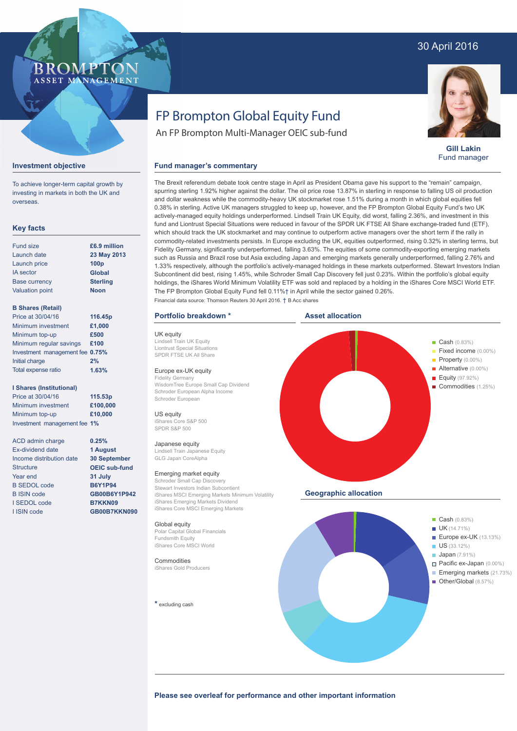30 April 2016

BROMPTON
ASSET MANAGEMENT

# FP Brompton Global Equity Fund

An FP Brompton Multi-Manager OEIC sub-fund

**Gill Lakin**
Fund manager

## Investment objective

To achieve longer-term capital growth by investing in markets in both the UK and overseas.

## Key facts

| | |
|---|---|
| Fund size | **£6.9 million** |
| Launch date | **23 May 2013** |
| Launch price | **100p** |
| IA sector | **Global** |
| Base currency | **Sterling** |
| Valuation point | **Noon** |

**B Shares (Retail)**

| | |
|---|---|
| Price at 30/04/16 | **116.45p** |
| Minimum investment | **£1,000** |
| Minimum top-up | **£500** |
| Minimum regular savings | **£100** |
| Investment management fee | **0.75%** |
| Initial charge | **2%** |
| Total expense ratio | **1.63%** |

**I Shares (Institutional)**

| | |
|---|---|
| Price at 30/04/16 | **115.53p** |
| Minimum investment | **£100,000** |
| Minimum top-up | **£10,000** |
| Investment management fee | **1%** |

| | |
|---|---|
| ACD admin charge | **0.25%** |
| Ex-dividend date | **1 August** |
| Income distribution date | **30 September** |
| Structure | **OEIC sub-fund** |
| Year end | **31 July** |
| B SEDOL code | **B6Y1P94** |
| B ISIN code | **GB00B6Y1P942** |
| I SEDOL code | **B7KKN09** |
| I ISIN code | **GB00B7KKN090** |

## Fund manager's commentary

The Brexit referendum debate took centre stage in April as President Obama gave his support to the "remain" campaign, spurring sterling 1.92% higher against the dollar. The oil price rose 13.87% in sterling in response to falling US oil production and dollar weakness while the commodity-heavy UK stockmarket rose 1.51% during a month in which global equities fell 0.38% in sterling. Active UK managers struggled to keep up, however, and the FP Brompton Global Equity Fund's two UK actively-managed equity holdings underperformed. Lindsell Train UK Equity, did worst, falling 2.36%, and investment in this fund and Liontrust Special Situations were reduced in favour of the SPDR UK FTSE All Share exchange-traded fund (ETF), which should track the UK stockmarket and may continue to outperform active managers over the short term if the rally in commodity-related investments persists. In Europe excluding the UK, equities outperformed, rising 0.32% in sterling terms, but Fidelity Germany, significantly underperformed, falling 3.63%. The equities of some commodity-exporting emerging markets such as Russia and Brazil rose but Asia excluding Japan and emerging markets generally underperformed, falling 2.76% and 1.33% respectively, although the portfolio's actively-managed holdings in these markets outperformed. Stewart Investors Indian Subcontinent did best, rising 1.45%, while Schroder Small Cap Discovery fell just 0.23%. Within the portfolio's global equity holdings, the iShares World Minimum Volatility ETF was sold and replaced by a holding in the iShares Core MSCI World ETF. The FP Brompton Global Equity Fund fell 0.11%† in April while the sector gained 0.26%.

Financial data source: Thomson Reuters 30 April 2016. † B Acc shares

## Portfolio breakdown *

**UK equity**
Lindsell Train UK Equity
Liontrust Special Situations
SPDR FTSE UK All Share

**Europe ex-UK equity**
Fidelity Germany
WisdomTree Europe Small Cap Dividend
Schroder European Alpha Income
Schroder European

**US equity**
iShares Core S&P 500
SPDR S&P 500

**Japanese equity**
Lindsell Train Japanese Equity
GLG Japan CoreAlpha

**Emerging market equity**
Schroder Small Cap Discovery
Stewart Investors Indian Subcontinent
iShares MSCI Emerging Markets Minimum Volatility
iShares Emerging Markets Dividend
iShares Core MSCI Emerging Markets

**Global equity**
Polar Capital Global Financials
Fundsmith Equity
iShares Core MSCI World

**Commodities**
iShares Gold Producers

* excluding cash

## Asset allocation

- Cash (0.83%)
- Fixed income (0.00%)
- Property (0.00%)
- Alternative (0.00%)
- Equity (97.92%)
- Commodities (1.25%)

## Geographic allocation

- Cash (0.83%)
- UK (14.71%)
- Europe ex-UK (13.13%)
- US (33.12%)
- Japan (7.91%)
- Pacific ex-Japan (0.00%)
- Emerging markets (21.73%)
- Other/Global (8.57%)

**Please see overleaf for performance and other important information**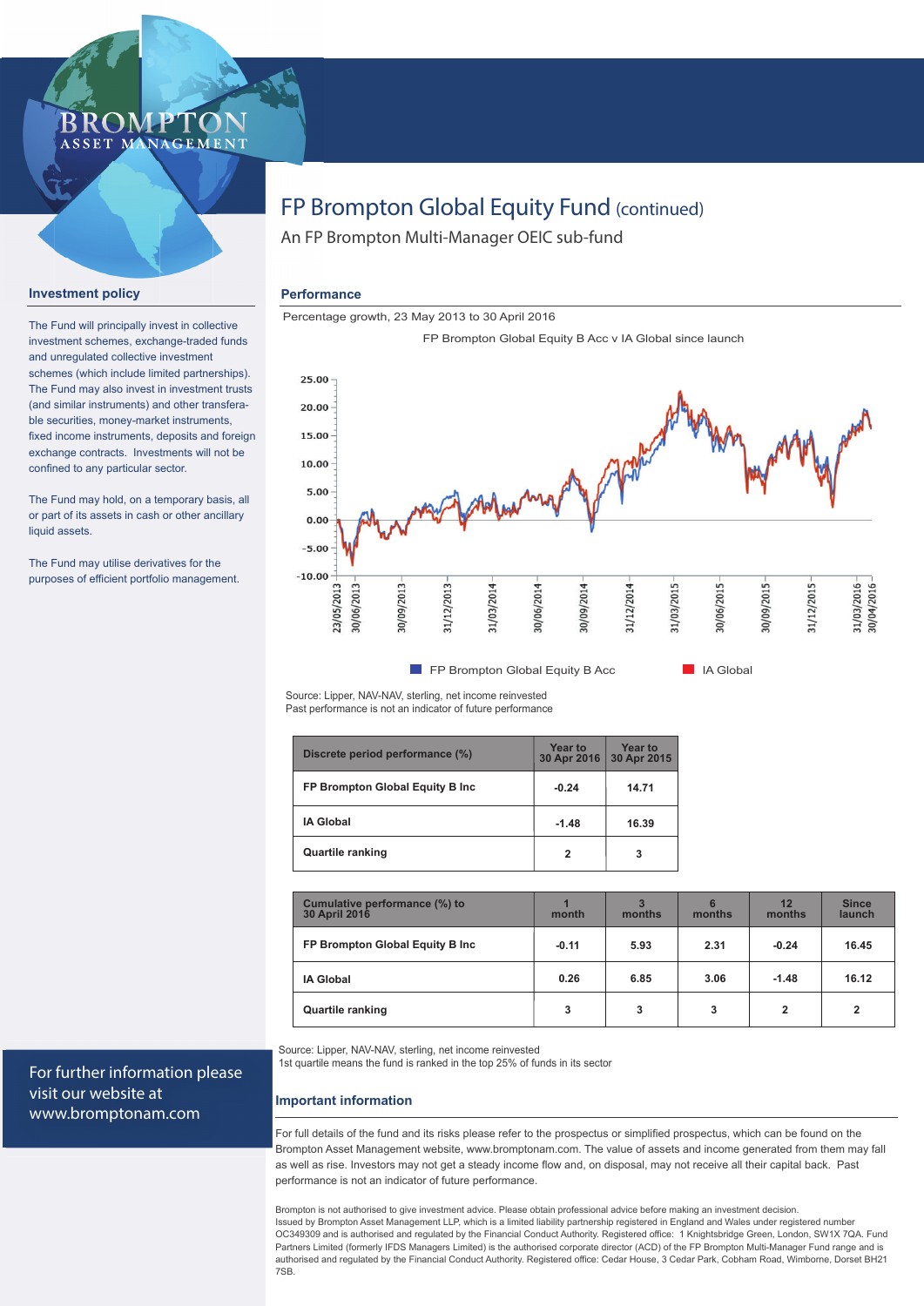BROMPTON
ASSET MANAGEMENT

# FP Brompton Global Equity Fund (continued)

An FP Brompton Multi-Manager OEIC sub-fund

## Investment policy

The Fund will principally invest in collective investment schemes, exchange-traded funds and unregulated collective investment schemes (which include limited partnerships). The Fund may also invest in investment trusts (and similar instruments) and other transferable securities, money-market instruments, fixed income instruments, deposits and foreign exchange contracts. Investments will not be confined to any particular sector.

The Fund may hold, on a temporary basis, all or part of its assets in cash or other ancillary liquid assets.

The Fund may utilise derivatives for the purposes of efficient portfolio management.

For further information please visit our website at www.bromptonam.com

## Performance

Percentage growth, 23 May 2013 to 30 April 2016

FP Brompton Global Equity B Acc v IA Global since launch

25.00
20.00
15.00
10.00
5.00
0.00
-5.00
-10.00

23/05/2013, 30/06/2013, 30/09/2013, 31/12/2013, 31/03/2014, 30/06/2014, 30/09/2014, 31/12/2014, 31/03/2015, 30/06/2015, 30/09/2015, 31/12/2015, 31/03/2016, 30/04/2016

FP Brompton Global Equity B Acc
IA Global

Source: Lipper, NAV-NAV, sterling, net income reinvested
Past performance is not an indicator of future performance

| Discrete period performance (%) | Year to 30 Apr 2016 | Year to 30 Apr 2015 |
|---|---|---|
| FP Brompton Global Equity B Inc | -0.24 | 14.71 |
| IA Global | -1.48 | 16.39 |
| Quartile ranking | 2 | 3 |

| Cumulative performance (%) to 30 April 2016 | 1 month | 3 months | 6 months | 12 months | Since launch |
|---|---|---|---|---|---|
| FP Brompton Global Equity B Inc | -0.11 | 5.93 | 2.31 | -0.24 | 16.45 |
| IA Global | 0.26 | 6.85 | 3.06 | -1.48 | 16.12 |
| Quartile ranking | 3 | 3 | 3 | 2 | 2 |

Source: Lipper, NAV-NAV, sterling, net income reinvested
1st quartile means the fund is ranked in the top 25% of funds in its sector

## Important information

For full details of the fund and its risks please refer to the prospectus or simplified prospectus, which can be found on the Brompton Asset Management website, www.bromptonam.com. The value of assets and income generated from them may fall as well as rise. Investors may not get a steady income flow and, on disposal, may not receive all their capital back. Past performance is not an indicator of future performance.

Brompton is not authorised to give investment advice. Please obtain professional advice before making an investment decision. Issued by Brompton Asset Management LLP, which is a limited liability partnership registered in England and Wales under registered number OC349309 and is authorised and regulated by the Financial Conduct Authority. Registered office: 1 Knightsbridge Green, London, SW1X 7QA. Fund Partners Limited (formerly IFDS Managers Limited) is the authorised corporate director (ACD) of the FP Brompton Multi-Manager Fund range and is authorised and regulated by the Financial Conduct Authority. Registered office: Cedar House, 3 Cedar Park, Cobham Road, Wimborne, Dorset BH21 7SB.